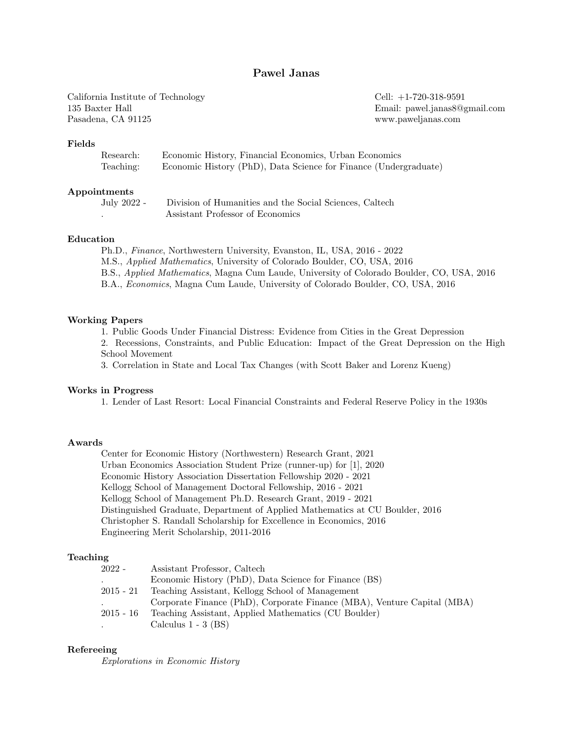# Pawel Janas

California Institute of Technology
135 Baxter Hall
Pasadena, CA 91125

Cell: +1-720-318-9591
Email: pawel.janas8@gmail.com
www.paweljanas.com

## Fields

| | |
|---|---|
| Research: | Economic History, Financial Economics, Urban Economics |
| Teaching: | Economic History (PhD), Data Science for Finance (Undergraduate) |

## Appointments

| | |
|---|---|
| July 2022 - | Division of Humanities and the Social Sciences, Caltech |
| . | Assistant Professor of Economics |

## Education

Ph.D., *Finance*, Northwestern University, Evanston, IL, USA, 2016 - 2022
M.S., *Applied Mathematics*, University of Colorado Boulder, CO, USA, 2016
B.S., *Applied Mathematics*, Magna Cum Laude, University of Colorado Boulder, CO, USA, 2016
B.A., *Economics*, Magna Cum Laude, University of Colorado Boulder, CO, USA, 2016

## Working Papers

1. Public Goods Under Financial Distress: Evidence from Cities in the Great Depression
2. Recessions, Constraints, and Public Education: Impact of the Great Depression on the High School Movement
3. Correlation in State and Local Tax Changes (with Scott Baker and Lorenz Kueng)

## Works in Progress

1. Lender of Last Resort: Local Financial Constraints and Federal Reserve Policy in the 1930s

## Awards

Center for Economic History (Northwestern) Research Grant, 2021
Urban Economics Association Student Prize (runner-up) for [1], 2020
Economic History Association Dissertation Fellowship 2020 - 2021
Kellogg School of Management Doctoral Fellowship, 2016 - 2021
Kellogg School of Management Ph.D. Research Grant, 2019 - 2021
Distinguished Graduate, Department of Applied Mathematics at CU Boulder, 2016
Christopher S. Randall Scholarship for Excellence in Economics, 2016
Engineering Merit Scholarship, 2011-2016

## Teaching

| | |
|---|---|
| 2022 - | Assistant Professor, Caltech |
| . | Economic History (PhD), Data Science for Finance (BS) |
| 2015 - 21 | Teaching Assistant, Kellogg School of Management |
| . | Corporate Finance (PhD), Corporate Finance (MBA), Venture Capital (MBA) |
| 2015 - 16 | Teaching Assistant, Applied Mathematics (CU Boulder) |
| . | Calculus 1 - 3 (BS) |

## Refereeing

*Explorations in Economic History*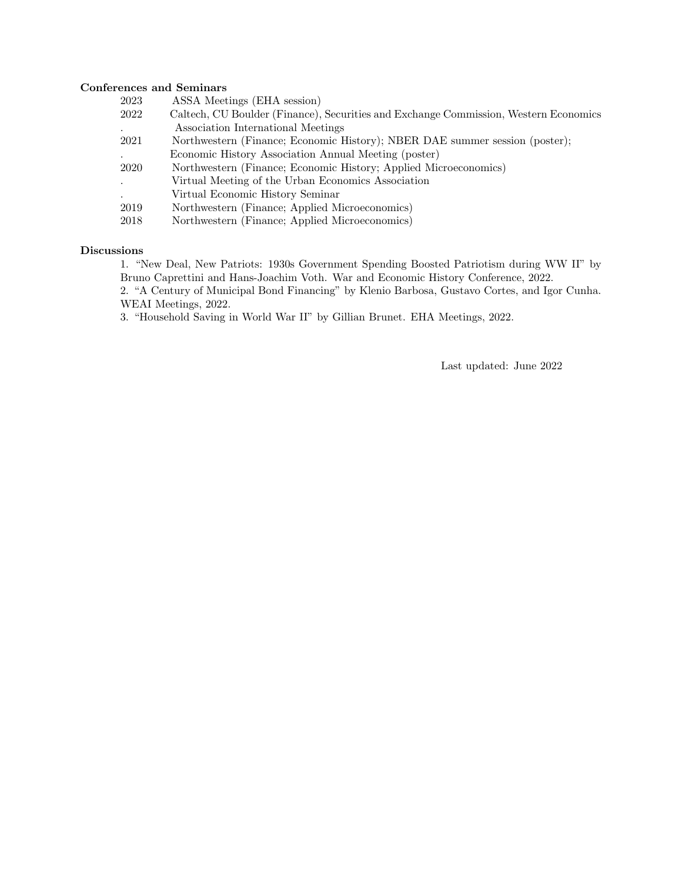**Conferences and Seminars**

| | |
|---|---|
| 2023 | ASSA Meetings (EHA session) |
| 2022 | Caltech, CU Boulder (Finance), Securities and Exchange Commission, Western Economics |
| . | Association International Meetings |
| 2021 | Northwestern (Finance; Economic History); NBER DAE summer session (poster); |
| . | Economic History Association Annual Meeting (poster) |
| 2020 | Northwestern (Finance; Economic History; Applied Microeconomics) |
| . | Virtual Meeting of the Urban Economics Association |
| . | Virtual Economic History Seminar |
| 2019 | Northwestern (Finance; Applied Microeconomics) |
| 2018 | Northwestern (Finance; Applied Microeconomics) |

**Discussions**

1. "New Deal, New Patriots: 1930s Government Spending Boosted Patriotism during WW II" by Bruno Caprettini and Hans-Joachim Voth. War and Economic History Conference, 2022.
2. "A Century of Municipal Bond Financing" by Klenio Barbosa, Gustavo Cortes, and Igor Cunha. WEAI Meetings, 2022.
3. "Household Saving in World War II" by Gillian Brunet. EHA Meetings, 2022.

Last updated: June 2022